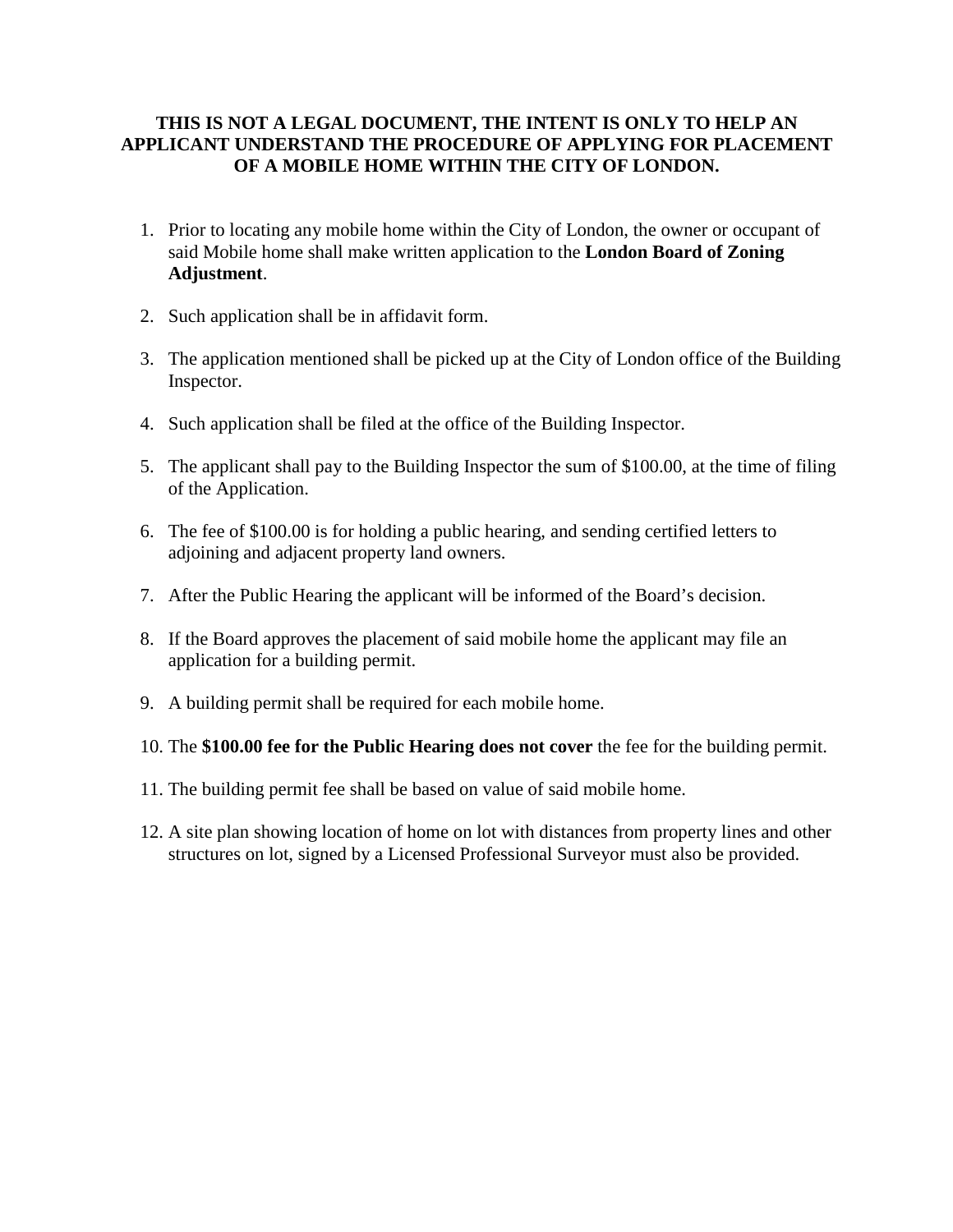**THIS IS NOT A LEGAL DOCUMENT, THE INTENT IS ONLY TO HELP AN APPLICANT UNDERSTAND THE PROCEDURE OF APPLYING FOR PLACEMENT OF A MOBILE HOME WITHIN THE CITY OF LONDON.**

1. Prior to locating any mobile home within the City of London, the owner or occupant of said Mobile home shall make written application to the **London Board of Zoning Adjustment**.

2. Such application shall be in affidavit form.

3. The application mentioned shall be picked up at the City of London office of the Building Inspector.

4. Such application shall be filed at the office of the Building Inspector.

5. The applicant shall pay to the Building Inspector the sum of $100.00, at the time of filing of the Application.

6. The fee of $100.00 is for holding a public hearing, and sending certified letters to adjoining and adjacent property land owners.

7. After the Public Hearing the applicant will be informed of the Board's decision.

8. If the Board approves the placement of said mobile home the applicant may file an application for a building permit.

9. A building permit shall be required for each mobile home.

10. The **$100.00 fee for the Public Hearing does not cover** the fee for the building permit.

11. The building permit fee shall be based on value of said mobile home.

12. A site plan showing location of home on lot with distances from property lines and other structures on lot, signed by a Licensed Professional Surveyor must also be provided.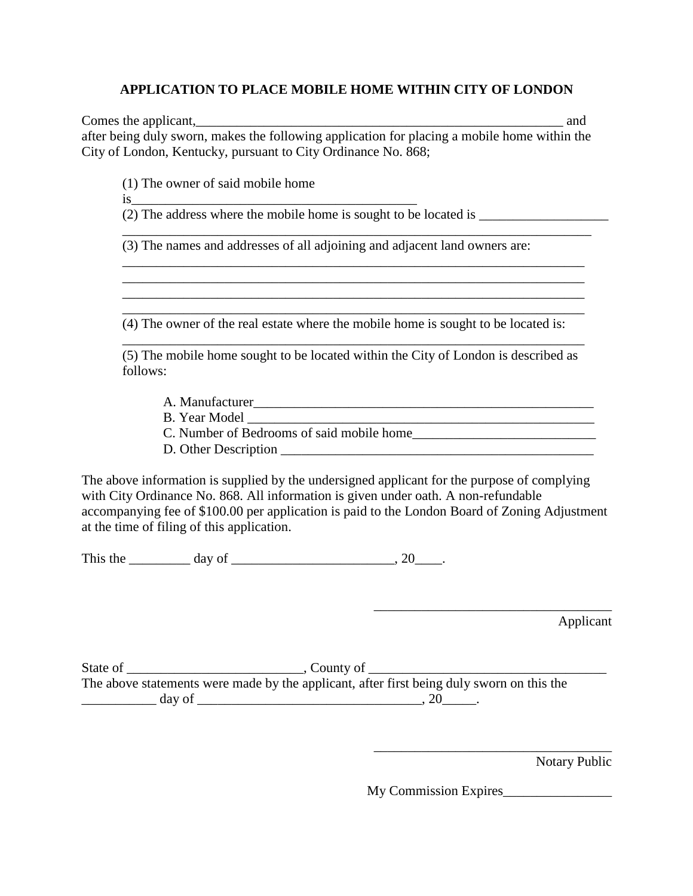**APPLICATION TO PLACE MOBILE HOME WITHIN CITY OF LONDON**

Comes the applicant,\_\_\_\_\_\_\_\_\_\_\_\_\_\_\_\_\_\_\_\_\_\_\_\_\_\_\_\_\_\_\_\_\_\_\_\_\_\_\_\_\_\_\_\_\_\_\_\_\_\_\_\_\_\_ and after being duly sworn, makes the following application for placing a mobile home within the City of London, Kentucky, pursuant to City Ordinance No. 868;

(1) The owner of said mobile home is\_\_\_\_\_\_\_\_\_\_\_\_\_\_\_\_\_\_\_\_\_\_\_\_\_\_\_\_\_\_\_\_\_\_\_\_\_\_\_\_\_\_

(2) The address where the mobile home is sought to be located is \_\_\_\_\_\_\_\_\_\_\_\_\_\_\_\_\_\_\_
\_\_\_\_\_\_\_\_\_\_\_\_\_\_\_\_\_\_\_\_\_\_\_\_\_\_\_\_\_\_\_\_\_\_\_\_\_\_\_\_\_\_\_\_\_\_\_\_\_\_\_\_\_\_\_\_\_\_\_\_\_\_\_\_\_\_\_\_

(3) The names and addresses of all adjoining and adjacent land owners are:
\_\_\_\_\_\_\_\_\_\_\_\_\_\_\_\_\_\_\_\_\_\_\_\_\_\_\_\_\_\_\_\_\_\_\_\_\_\_\_\_\_\_\_\_\_\_\_\_\_\_\_\_\_\_\_\_\_\_\_\_\_\_\_\_\_\_\_\_
\_\_\_\_\_\_\_\_\_\_\_\_\_\_\_\_\_\_\_\_\_\_\_\_\_\_\_\_\_\_\_\_\_\_\_\_\_\_\_\_\_\_\_\_\_\_\_\_\_\_\_\_\_\_\_\_\_\_\_\_\_\_\_\_\_\_\_\_
\_\_\_\_\_\_\_\_\_\_\_\_\_\_\_\_\_\_\_\_\_\_\_\_\_\_\_\_\_\_\_\_\_\_\_\_\_\_\_\_\_\_\_\_\_\_\_\_\_\_\_\_\_\_\_\_\_\_\_\_\_\_\_\_\_\_\_\_
\_\_\_\_\_\_\_\_\_\_\_\_\_\_\_\_\_\_\_\_\_\_\_\_\_\_\_\_\_\_\_\_\_\_\_\_\_\_\_\_\_\_\_\_\_\_\_\_\_\_\_\_\_\_\_\_\_\_\_\_\_\_\_\_\_\_\_\_

(4) The owner of the real estate where the mobile home is sought to be located is:
\_\_\_\_\_\_\_\_\_\_\_\_\_\_\_\_\_\_\_\_\_\_\_\_\_\_\_\_\_\_\_\_\_\_\_\_\_\_\_\_\_\_\_\_\_\_\_\_\_\_\_\_\_\_\_\_\_\_\_\_\_\_\_\_\_\_\_\_

(5) The mobile home sought to be located within the City of London is described as follows:

A. Manufacturer\_\_\_\_\_\_\_\_\_\_\_\_\_\_\_\_\_\_\_\_\_\_\_\_\_\_\_\_\_\_\_\_\_\_\_\_\_\_\_\_\_\_\_\_\_\_\_\_\_\_\_
B. Year Model \_\_\_\_\_\_\_\_\_\_\_\_\_\_\_\_\_\_\_\_\_\_\_\_\_\_\_\_\_\_\_\_\_\_\_\_\_\_\_\_\_\_\_\_\_\_\_\_\_\_\_
C. Number of Bedrooms of said mobile home\_\_\_\_\_\_\_\_\_\_\_\_\_\_\_\_\_\_\_\_\_\_\_\_\_\_\_
D. Other Description \_\_\_\_\_\_\_\_\_\_\_\_\_\_\_\_\_\_\_\_\_\_\_\_\_\_\_\_\_\_\_\_\_\_\_\_\_\_\_\_\_\_\_\_\_\_

The above information is supplied by the undersigned applicant for the purpose of complying with City Ordinance No. 868. All information is given under oath. A non-refundable accompanying fee of $100.00 per application is paid to the London Board of Zoning Adjustment at the time of filing of this application.

This the \_\_\_\_\_\_\_\_\_ day of \_\_\_\_\_\_\_\_\_\_\_\_\_\_\_\_\_\_\_\_\_\_\_\_, 20\_\_\_\_.

\_\_\_\_\_\_\_\_\_\_\_\_\_\_\_\_\_\_\_\_\_\_\_\_\_\_\_\_\_\_\_\_\_\_\_
Applicant

State of \_\_\_\_\_\_\_\_\_\_\_\_\_\_\_\_\_\_\_\_\_\_\_\_\_\_, County of \_\_\_\_\_\_\_\_\_\_\_\_\_\_\_\_\_\_\_\_\_\_\_\_\_\_\_\_\_\_\_\_\_\_
The above statements were made by the applicant, after first being duly sworn on this the \_\_\_\_\_\_\_\_\_\_\_ day of \_\_\_\_\_\_\_\_\_\_\_\_\_\_\_\_\_\_\_\_\_\_\_\_\_\_\_\_\_\_\_\_\_\_, 20\_\_\_\_\_.

\_\_\_\_\_\_\_\_\_\_\_\_\_\_\_\_\_\_\_\_\_\_\_\_\_\_\_\_\_\_\_\_\_\_\_
Notary Public

My Commission Expires\_\_\_\_\_\_\_\_\_\_\_\_\_\_\_\_